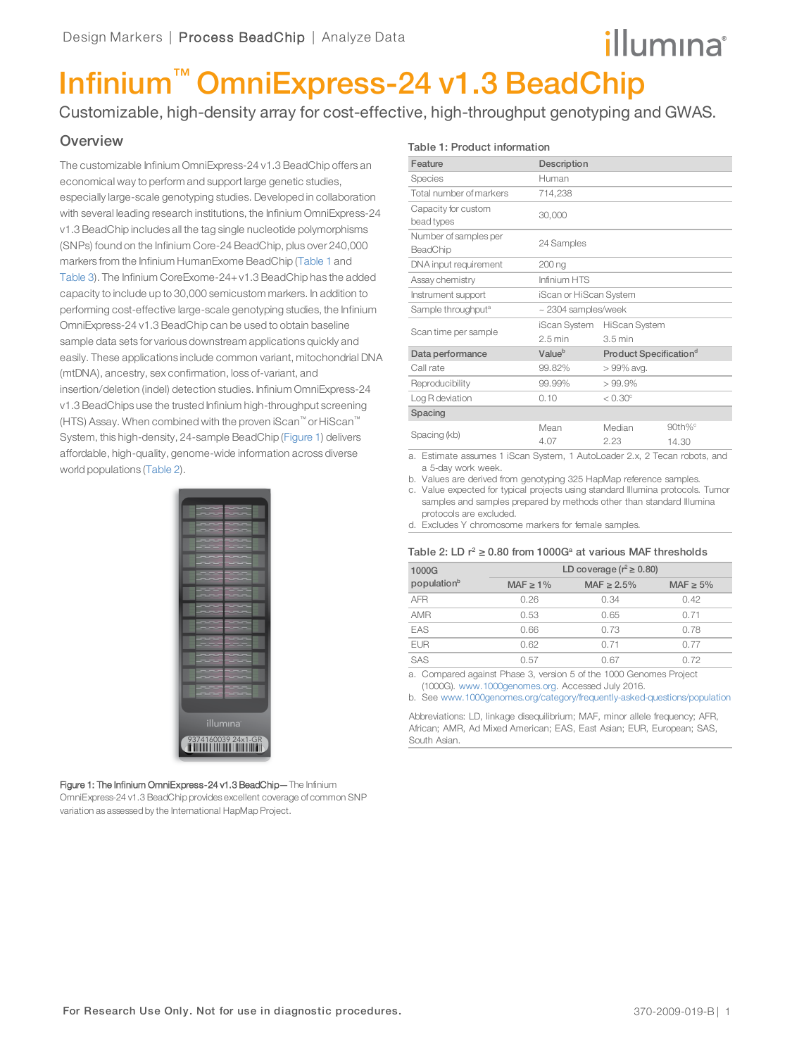# Infinium™ OmniExpress-24 v1.3 BeadChip

Customizable, high-density array for cost-effective, high-throughput genotyping and GWAS.

## Overview

The customizable Infinium OmniExpress-24 v1.3 BeadChip offers an economical way to perform and support large genetic studies, especially large-scale genotyping studies. Developed in collaboration with several leading research institutions, the Infinium OmniExpress-24 v1.3 BeadChip includes all the tag single nucleotide polymorphisms (SNPs) found on the Infinium Core-24 BeadChip, plus over 240,000 markers from the Infinium HumanExome BeadChip (Table 1 and Table 3). The Infinium CoreExome-24+ v1.3 BeadChip has the added capacity to include up to 30,000 semicustom markers. In addition to performing cost-effective large-scale genotyping studies, the Infinium OmniExpress-24 v1.3 BeadChip can be used to obtain baseline sample data sets for various downstream applications quickly and easily. These applications include common variant, mitochondrial DNA (mtDNA), ancestry, sex confirmation, loss of-variant, and insertion/deletion (indel) detection studies. Infinium OmniExpress-24 v1.3 BeadChips use the trusted Infinium high-throughput screening (HTS) Assay. When combined with the proven iScan™ or HiScan™ System, this high-density, 24-sample BeadChip (Figure 1) delivers affordable, high-quality, genome-wide information across diverse world populations (Table 2).

Figure 1: The Infinium OmniExpress-24 v1.3 BeadChip—The Infinium OmniExpress-24 v1.3 BeadChip provides excellent coverage of common SNP variation as assessed by the International HapMap Project.

**Table 1: Product information**

| Feature | Description | | |
|---|---|---|---|
| Species | Human | | |
| Total number of markers | 714,238 | | |
| Capacity for custom bead types | 30,000 | | |
| Number of samples per BeadChip | 24 Samples | | |
| DNA input requirement | 200 ng | | |
| Assay chemistry | Infinium HTS | | |
| Instrument support | iScan or HiScan System | | |
| Sample throughput[a] | ~ 2304 samples/week | | |
| Scan time per sample | iScan System | HiScan System | |
| | 2.5 min | 3.5 min | |
| **Data performance** | **Value[b]** | **Product Specification[d]** | |
| Call rate | 99.82% | > 99% avg. | |
| Reproducibility | 99.99% | > 99.9% | |
| Log R deviation | 0.10 | < 0.30[c] | |
| **Spacing** | | | |
| Spacing (kb) | Mean | Median | 90th%[c] |
| | 4.07 | 2.23 | 14.30 |

a. Estimate assumes 1 iScan System, 1 AutoLoader 2.x, 2 Tecan robots, and a 5-day work week.
b. Values are derived from genotyping 325 HapMap reference samples.
c. Value expected for typical projects using standard Illumina protocols. Tumor samples and samples prepared by methods other than standard Illumina protocols are excluded.
d. Excludes Y chromosome markers for female samples.

**Table 2: LD $r^2 \geq 0.80$ from 1000G[a] at various MAF thresholds**

| 1000G population[b] | LD coverage ($r^2 \geq 0.80$) | | |
|---|---|---|---|
| | MAF ≥ 1% | MAF ≥ 2.5% | MAF ≥ 5% |
| AFR | 0.26 | 0.34 | 0.42 |
| AMR | 0.53 | 0.65 | 0.71 |
| EAS | 0.66 | 0.73 | 0.78 |
| EUR | 0.62 | 0.71 | 0.77 |
| SAS | 0.57 | 0.67 | 0.72 |

a. Compared against Phase 3, version 5 of the 1000 Genomes Project (1000G). www.1000genomes.org. Accessed July 2016.
b. See www.1000genomes.org/category/frequently-asked-questions/population

Abbreviations: LD, linkage disequilibrium; MAF, minor allele frequency; AFR, African; AMR, Ad Mixed American; EAS, East Asian; EUR, European; SAS, South Asian.

For Research Use Only. Not for use in diagnostic procedures.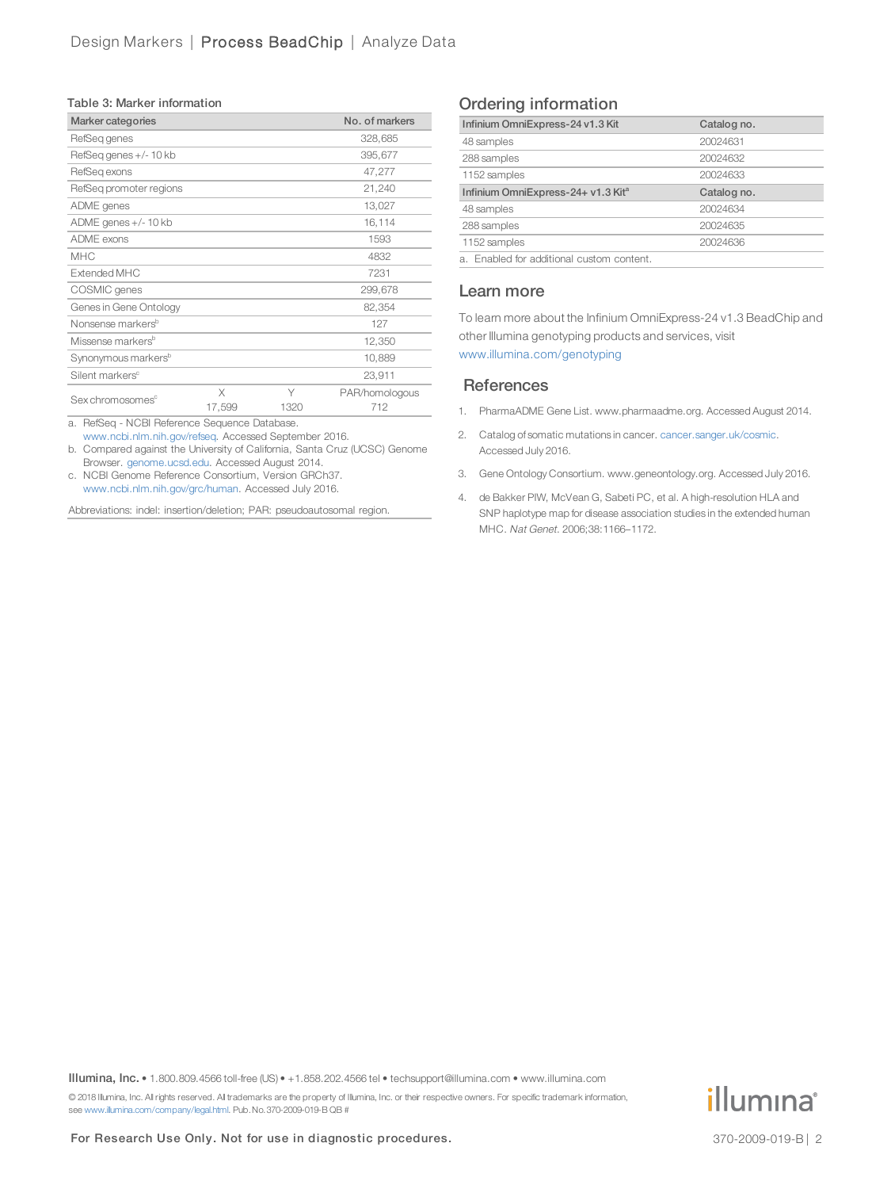Table 3: Marker information

| Marker categories | | | No. of markers |
|---|---|---|---|
| RefSeq genes | | | 328,685 |
| RefSeq genes +/- 10 kb | | | 395,677 |
| RefSeq exons | | | 47,277 |
| RefSeq promoter regions | | | 21,240 |
| ADME genes | | | 13,027 |
| ADME genes +/- 10 kb | | | 16,114 |
| ADME exons | | | 1593 |
| MHC | | | 4832 |
| Extended MHC | | | 7231 |
| COSMIC genes | | | 299,678 |
| Genes in Gene Ontology | | | 82,354 |
| Nonsense markers[b] | | | 127 |
| Missense markers[b] | | | 12,350 |
| Synonymous markers[b] | | | 10,889 |
| Silent markers[c] | | | 23,911 |
| Sex chromosomes[c] | X | Y | PAR/homologous |
| | 17,599 | 1320 | 712 |

a. RefSeq - NCBI Reference Sequence Database. www.ncbi.nlm.nih.gov/refseq. Accessed September 2016.
b. Compared against the University of California, Santa Cruz (UCSC) Genome Browser. genome.ucsd.edu. Accessed August 2014.
c. NCBI Genome Reference Consortium, Version GRCh37. www.ncbi.nlm.nih.gov/grc/human. Accessed July 2016.

Abbreviations: indel: insertion/deletion; PAR: pseudoautosomal region.

## Ordering information

| Infinium OmniExpress-24 v1.3 Kit | Catalog no. |
|---|---|
| 48 samples | 20024631 |
| 288 samples | 20024632 |
| 1152 samples | 20024633 |
| **Infinium OmniExpress-24+ v1.3 Kit[a]** | **Catalog no.** |
| 48 samples | 20024634 |
| 288 samples | 20024635 |
| 1152 samples | 20024636 |

a. Enabled for additional custom content.

## Learn more

To learn more about the Infinium OmniExpress-24 v1.3 BeadChip and other Illumina genotyping products and services, visit www.illumina.com/genotyping

## References

1. PharmaADME Gene List. www.pharmaadme.org. Accessed August 2014.
2. Catalog of somatic mutations in cancer. cancer.sanger.uk/cosmic. Accessed July 2016.
3. Gene Ontology Consortium. www.geneontology.org. Accessed July 2016.
4. de Bakker PIW, McVean G, Sabeti PC, et al. A high-resolution HLA and SNP haplotype map for disease association studies in the extended human MHC. *Nat Genet.* 2006;38:1166–1172.

**Illumina, Inc.** • 1.800.809.4566 toll-free (US) • +1.858.202.4566 tel • techsupport@illumina.com • www.illumina.com

© 2018 Illumina, Inc. All rights reserved. All trademarks are the property of Illumina, Inc. or their respective owners. For specific trademark information, see www.illumina.com/company/legal.html. Pub. No. 370-2009-019-B QB #

For Research Use Only. Not for use in diagnostic procedures.